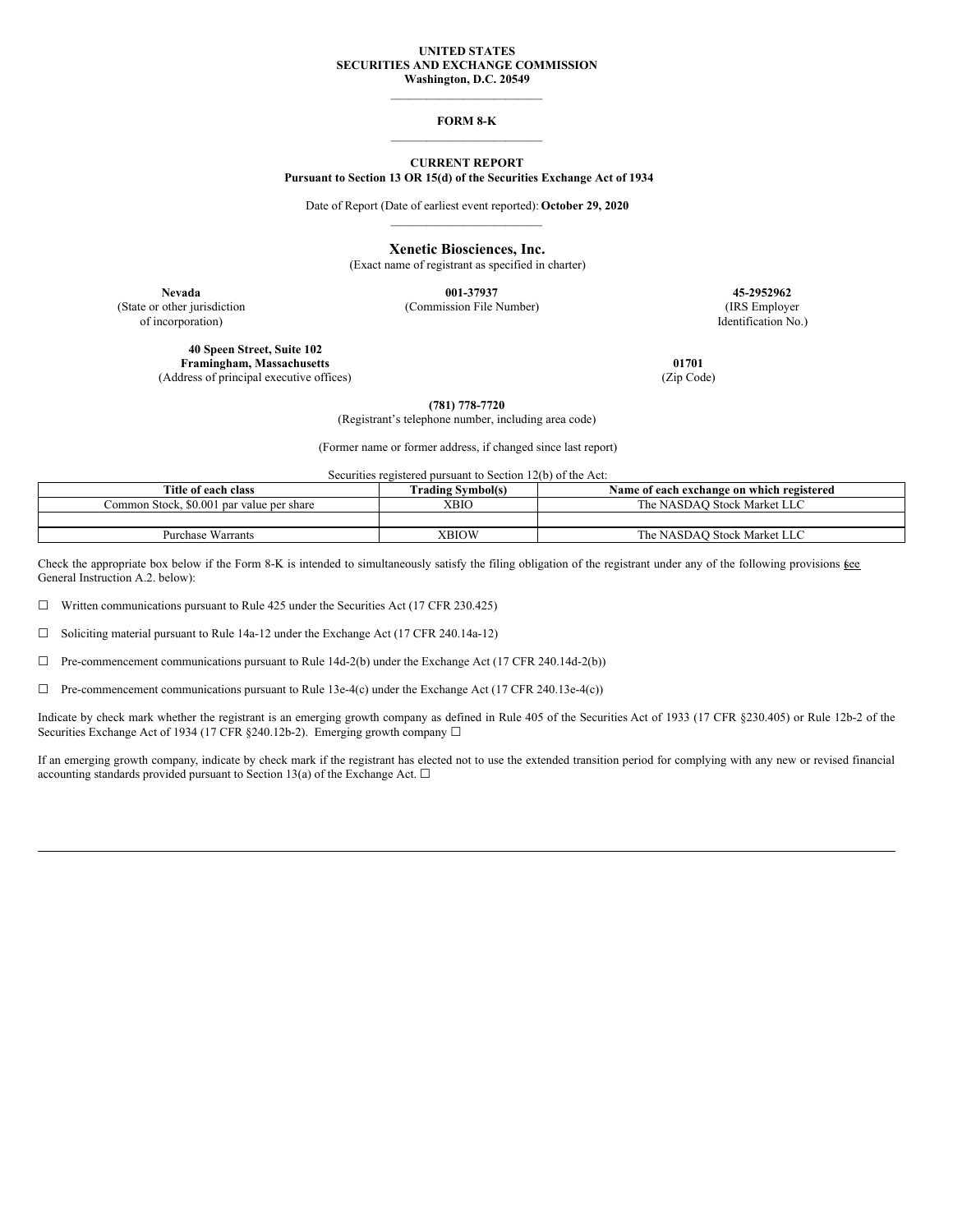**UNITED STATES**
**SECURITIES AND EXCHANGE COMMISSION**
**Washington, D.C. 20549**

---

**FORM 8-K**

---

**CURRENT REPORT**
**Pursuant to Section 13 OR 15(d) of the Securities Exchange Act of 1934**

Date of Report (Date of earliest event reported): **October 29, 2020**

---

**Xenetic Biosciences, Inc.**
(Exact name of registrant as specified in charter)

| **Nevada** | **001-37937** | **45-2952962** |
|---|---|---|
| (State or other jurisdiction of incorporation) | (Commission File Number) | (IRS Employer Identification No.) |

**40 Speen Street, Suite 102**
**Framingham, Massachusetts** **01701**
(Address of principal executive offices) (Zip Code)

**(781) 778-7720**
(Registrant's telephone number, including area code)

(Former name or former address, if changed since last report)

Securities registered pursuant to Section 12(b) of the Act:

| Title of each class | Trading Symbol(s) | Name of each exchange on which registered |
|---|---|---|
| Common Stock, $0.001 par value per share | XBIO | The NASDAQ Stock Market LLC |
| | | |
| Purchase Warrants | XBIOW | The NASDAQ Stock Market LLC |

Check the appropriate box below if the Form 8-K is intended to simultaneously satisfy the filing obligation of the registrant under any of the following provisions (see General Instruction A.2. below):

☐ Written communications pursuant to Rule 425 under the Securities Act (17 CFR 230.425)

☐ Soliciting material pursuant to Rule 14a-12 under the Exchange Act (17 CFR 240.14a-12)

☐ Pre-commencement communications pursuant to Rule 14d-2(b) under the Exchange Act (17 CFR 240.14d-2(b))

☐ Pre-commencement communications pursuant to Rule 13e-4(c) under the Exchange Act (17 CFR 240.13e-4(c))

Indicate by check mark whether the registrant is an emerging growth company as defined in Rule 405 of the Securities Act of 1933 (17 CFR §230.405) or Rule 12b-2 of the Securities Exchange Act of 1934 (17 CFR §240.12b-2). Emerging growth company ☐

If an emerging growth company, indicate by check mark if the registrant has elected not to use the extended transition period for complying with any new or revised financial accounting standards provided pursuant to Section 13(a) of the Exchange Act. ☐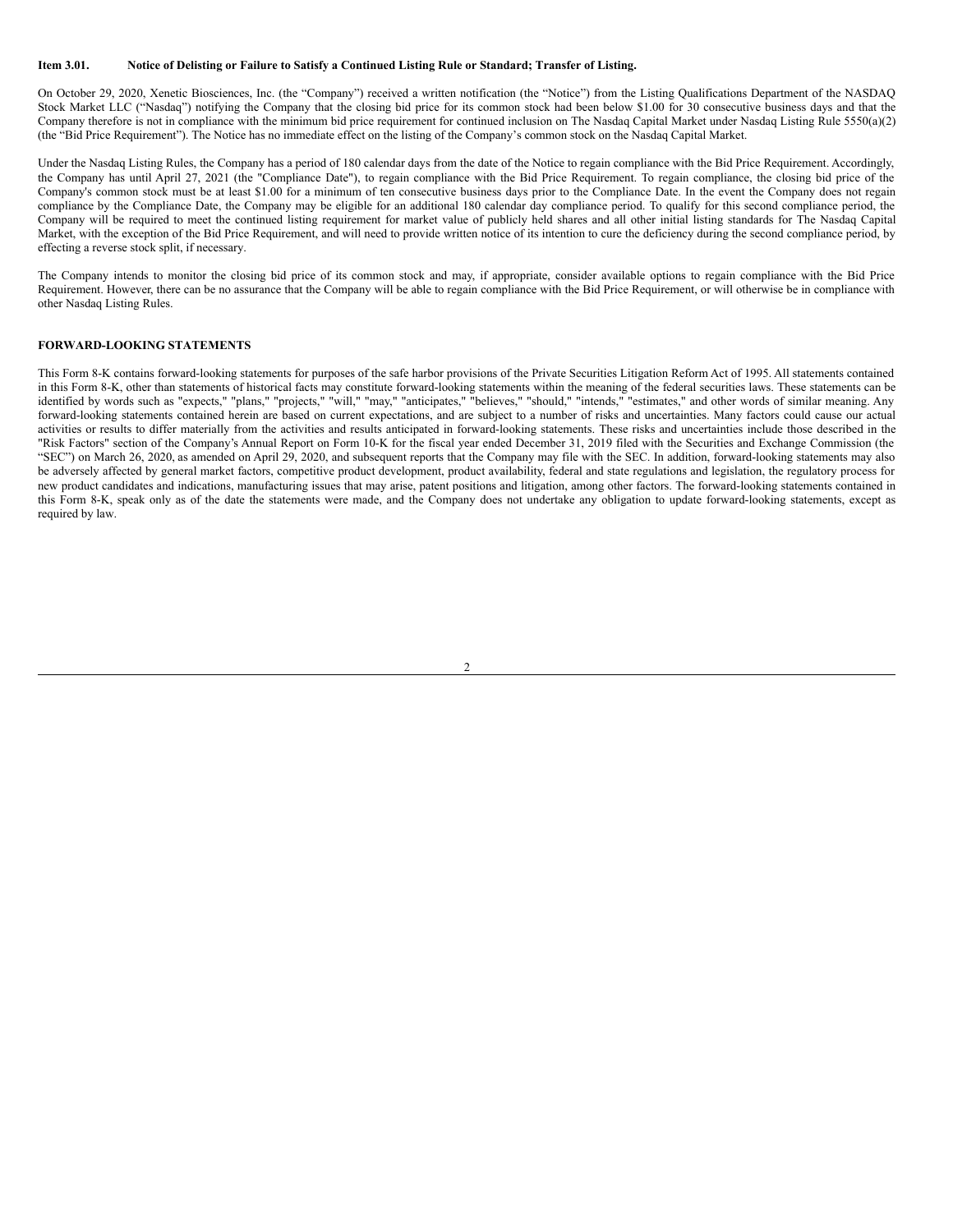### Item 3.01. Notice of Delisting or Failure to Satisfy a Continued Listing Rule or Standard; Transfer of Listing.

On October 29, 2020, Xenetic Biosciences, Inc. (the "Company") received a written notification (the "Notice") from the Listing Qualifications Department of the NASDAQ Stock Market LLC ("Nasdaq") notifying the Company that the closing bid price for its common stock had been below $1.00 for 30 consecutive business days and that the Company therefore is not in compliance with the minimum bid price requirement for continued inclusion on The Nasdaq Capital Market under Nasdaq Listing Rule 5550(a)(2) (the "Bid Price Requirement"). The Notice has no immediate effect on the listing of the Company's common stock on the Nasdaq Capital Market.

Under the Nasdaq Listing Rules, the Company has a period of 180 calendar days from the date of the Notice to regain compliance with the Bid Price Requirement. Accordingly, the Company has until April 27, 2021 (the "Compliance Date"), to regain compliance with the Bid Price Requirement. To regain compliance, the closing bid price of the Company's common stock must be at least $1.00 for a minimum of ten consecutive business days prior to the Compliance Date. In the event the Company does not regain compliance by the Compliance Date, the Company may be eligible for an additional 180 calendar day compliance period. To qualify for this second compliance period, the Company will be required to meet the continued listing requirement for market value of publicly held shares and all other initial listing standards for The Nasdaq Capital Market, with the exception of the Bid Price Requirement, and will need to provide written notice of its intention to cure the deficiency during the second compliance period, by effecting a reverse stock split, if necessary.

The Company intends to monitor the closing bid price of its common stock and may, if appropriate, consider available options to regain compliance with the Bid Price Requirement. However, there can be no assurance that the Company will be able to regain compliance with the Bid Price Requirement, or will otherwise be in compliance with other Nasdaq Listing Rules.

### FORWARD-LOOKING STATEMENTS

This Form 8-K contains forward-looking statements for purposes of the safe harbor provisions of the Private Securities Litigation Reform Act of 1995. All statements contained in this Form 8-K, other than statements of historical facts may constitute forward-looking statements within the meaning of the federal securities laws. These statements can be identified by words such as "expects," "plans," "projects," "will," "may," "anticipates," "believes," "should," "intends," "estimates," and other words of similar meaning. Any forward-looking statements contained herein are based on current expectations, and are subject to a number of risks and uncertainties. Many factors could cause our actual activities or results to differ materially from the activities and results anticipated in forward-looking statements. These risks and uncertainties include those described in the "Risk Factors" section of the Company's Annual Report on Form 10-K for the fiscal year ended December 31, 2019 filed with the Securities and Exchange Commission (the "SEC") on March 26, 2020, as amended on April 29, 2020, and subsequent reports that the Company may file with the SEC. In addition, forward-looking statements may also be adversely affected by general market factors, competitive product development, product availability, federal and state regulations and legislation, the regulatory process for new product candidates and indications, manufacturing issues that may arise, patent positions and litigation, among other factors. The forward-looking statements contained in this Form 8-K, speak only as of the date the statements were made, and the Company does not undertake any obligation to update forward-looking statements, except as required by law.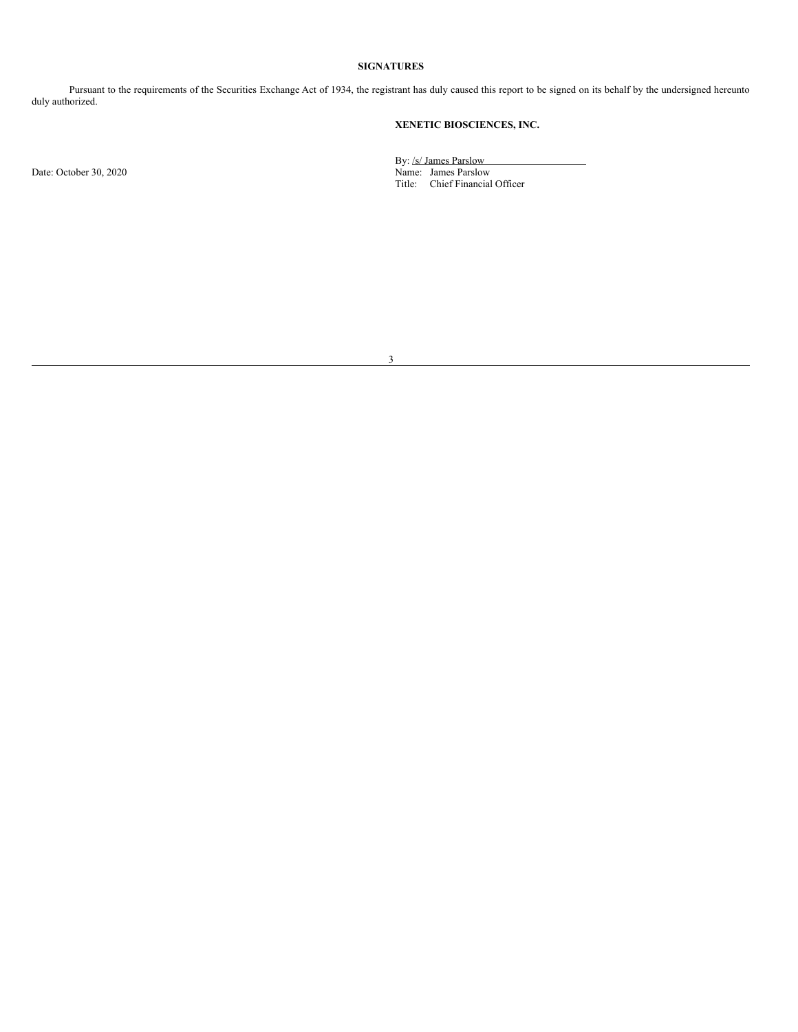**SIGNATURES**

Pursuant to the requirements of the Securities Exchange Act of 1934, the registrant has duly caused this report to be signed on its behalf by the undersigned hereunto duly authorized.

**XENETIC BIOSCIENCES, INC.**

Date: October 30, 2020

By: /s/ James Parslow
Name: James Parslow
Title: Chief Financial Officer